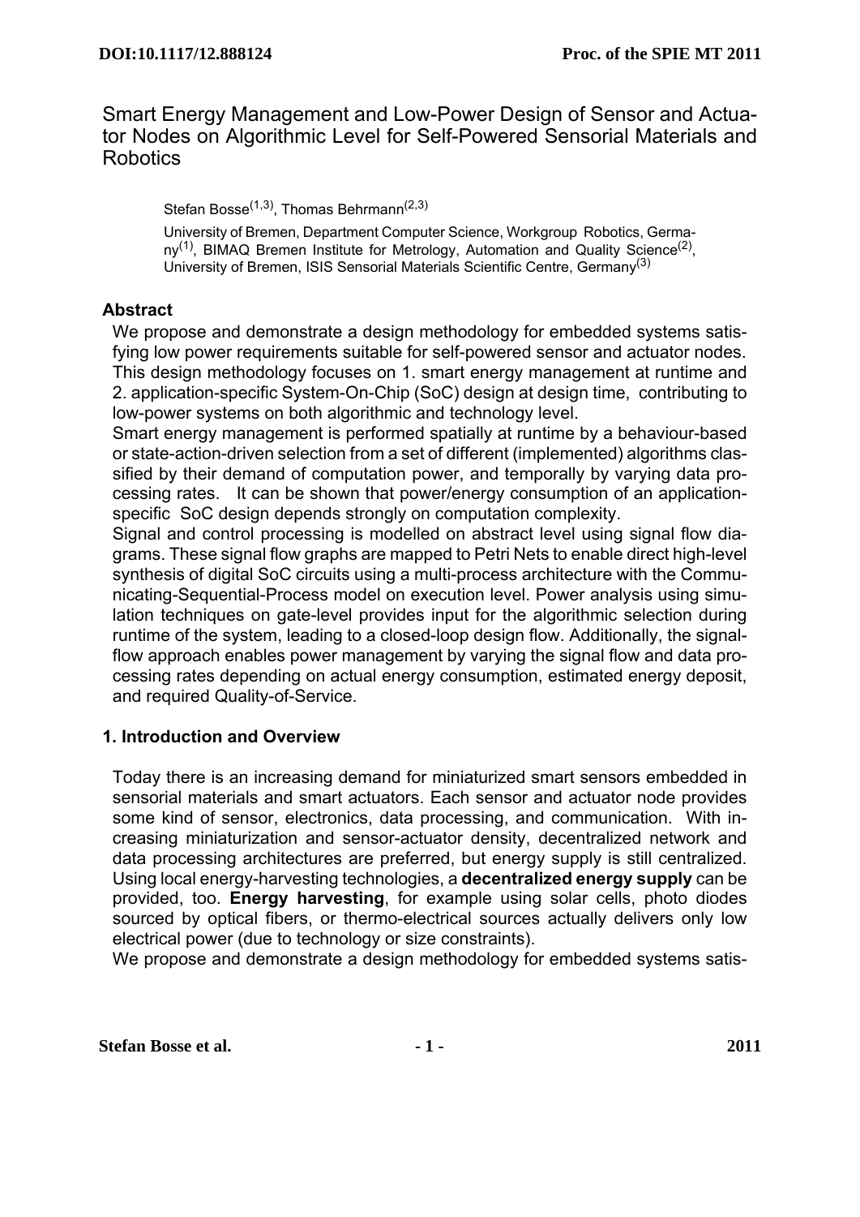# Smart Energy Management and Low-Power Design of Sensor and Actuator Nodes on Algorithmic Level for Self-Powered Sensorial Materials and Robotics

Stefan Bosse[1,3], Thomas Behrmann[2,3]

University of Bremen, Department Computer Science, Workgroup Robotics, Germany[1], BIMAQ Bremen Institute for Metrology, Automation and Quality Science[2], University of Bremen, ISIS Sensorial Materials Scientific Centre, Germany[3]

## Abstract

We propose and demonstrate a design methodology for embedded systems satisfying low power requirements suitable for self-powered sensor and actuator nodes. This design methodology focuses on 1. smart energy management at runtime and 2. application-specific System-On-Chip (SoC) design at design time, contributing to low-power systems on both algorithmic and technology level.

Smart energy management is performed spatially at runtime by a behaviour-based or state-action-driven selection from a set of different (implemented) algorithms classified by their demand of computation power, and temporally by varying data processing rates. It can be shown that power/energy consumption of an application-specific SoC design depends strongly on computation complexity.

Signal and control processing is modelled on abstract level using signal flow diagrams. These signal flow graphs are mapped to Petri Nets to enable direct high-level synthesis of digital SoC circuits using a multi-process architecture with the Communicating-Sequential-Process model on execution level. Power analysis using simulation techniques on gate-level provides input for the algorithmic selection during runtime of the system, leading to a closed-loop design flow. Additionally, the signal-flow approach enables power management by varying the signal flow and data processing rates depending on actual energy consumption, estimated energy deposit, and required Quality-of-Service.

## 1. Introduction and Overview

Today there is an increasing demand for miniaturized smart sensors embedded in sensorial materials and smart actuators. Each sensor and actuator node provides some kind of sensor, electronics, data processing, and communication. With increasing miniaturization and sensor-actuator density, decentralized network and data processing architectures are preferred, but energy supply is still centralized. Using local energy-harvesting technologies, a **decentralized energy supply** can be provided, too. **Energy harvesting**, for example using solar cells, photo diodes sourced by optical fibers, or thermo-electrical sources actually delivers only low electrical power (due to technology or size constraints).

We propose and demonstrate a design methodology for embedded systems satis-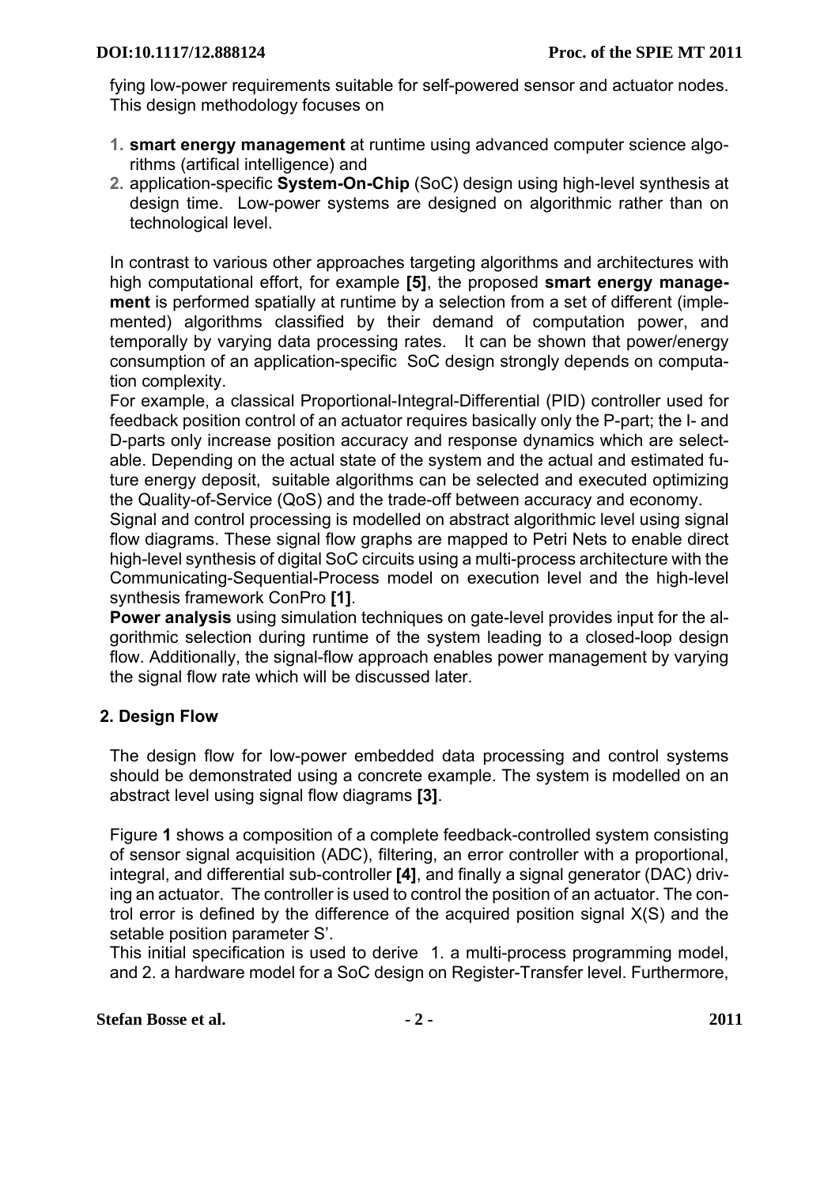fying low-power requirements suitable for self-powered sensor and actuator nodes. This design methodology focuses on

1. **smart energy management** at runtime using advanced computer science algorithms (artifical intelligence) and
2. application-specific **System-On-Chip** (SoC) design using high-level synthesis at design time. Low-power systems are designed on algorithmic rather than on technological level.

In contrast to various other approaches targeting algorithms and architectures with high computational effort, for example **[5]**, the proposed **smart energy management** is performed spatially at runtime by a selection from a set of different (implemented) algorithms classified by their demand of computation power, and temporally by varying data processing rates. It can be shown that power/energy consumption of an application-specific SoC design strongly depends on computation complexity.
For example, a classical Proportional-Integral-Differential (PID) controller used for feedback position control of an actuator requires basically only the P-part; the I- and D-parts only increase position accuracy and response dynamics which are selectable. Depending on the actual state of the system and the actual and estimated future energy deposit, suitable algorithms can be selected and executed optimizing the Quality-of-Service (QoS) and the trade-off between accuracy and economy.
Signal and control processing is modelled on abstract algorithmic level using signal flow diagrams. These signal flow graphs are mapped to Petri Nets to enable direct high-level synthesis of digital SoC circuits using a multi-process architecture with the Communicating-Sequential-Process model on execution level and the high-level synthesis framework ConPro **[1]**.
**Power analysis** using simulation techniques on gate-level provides input for the algorithmic selection during runtime of the system leading to a closed-loop design flow. Additionally, the signal-flow approach enables power management by varying the signal flow rate which will be discussed later.

## 2. Design Flow

The design flow for low-power embedded data processing and control systems should be demonstrated using a concrete example. The system is modelled on an abstract level using signal flow diagrams **[3]**.

Figure **1** shows a composition of a complete feedback-controlled system consisting of sensor signal acquisition (ADC), filtering, an error controller with a proportional, integral, and differential sub-controller **[4]**, and finally a signal generator (DAC) driving an actuator. The controller is used to control the position of an actuator. The control error is defined by the difference of the acquired position signal X(S) and the setable position parameter S'.
This initial specification is used to derive 1. a multi-process programming model, and 2. a hardware model for a SoC design on Register-Transfer level. Furthermore,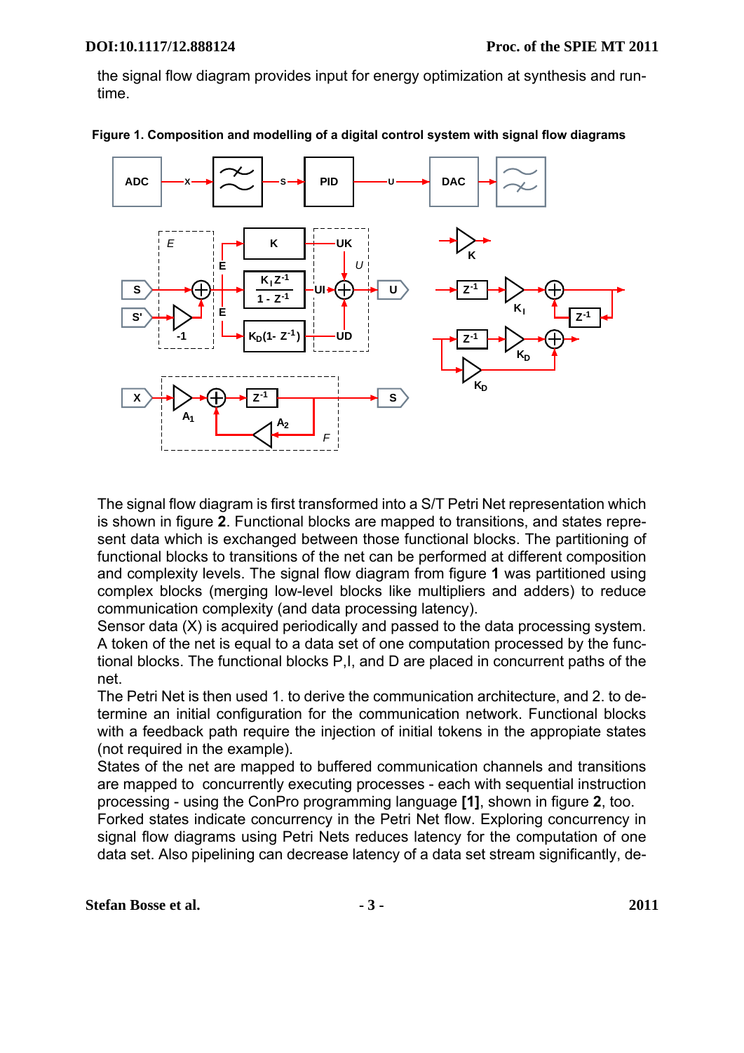the signal flow diagram provides input for energy optimization at synthesis and run-time.

**Figure 1. Composition and modelling of a digital control system with signal flow diagrams**

The signal flow diagram is first transformed into a S/T Petri Net representation which is shown in figure **2**. Functional blocks are mapped to transitions, and states represent data which is exchanged between those functional blocks. The partitioning of functional blocks to transitions of the net can be performed at different composition and complexity levels. The signal flow diagram from figure **1** was partitioned using complex blocks (merging low-level blocks like multipliers and adders) to reduce communication complexity (and data processing latency).

Sensor data (X) is acquired periodically and passed to the data processing system. A token of the net is equal to a data set of one computation processed by the functional blocks. The functional blocks P,I, and D are placed in concurrent paths of the net.

The Petri Net is then used 1. to derive the communication architecture, and 2. to determine an initial configuration for the communication network. Functional blocks with a feedback path require the injection of initial tokens in the appropiate states (not required in the example).

States of the net are mapped to buffered communication channels and transitions are mapped to concurrently executing processes - each with sequential instruction processing - using the ConPro programming language **[1]**, shown in figure **2**, too.

Forked states indicate concurrency in the Petri Net flow. Exploring concurrency in signal flow diagrams using Petri Nets reduces latency for the computation of one data set. Also pipelining can decrease latency of a data set stream significantly, de-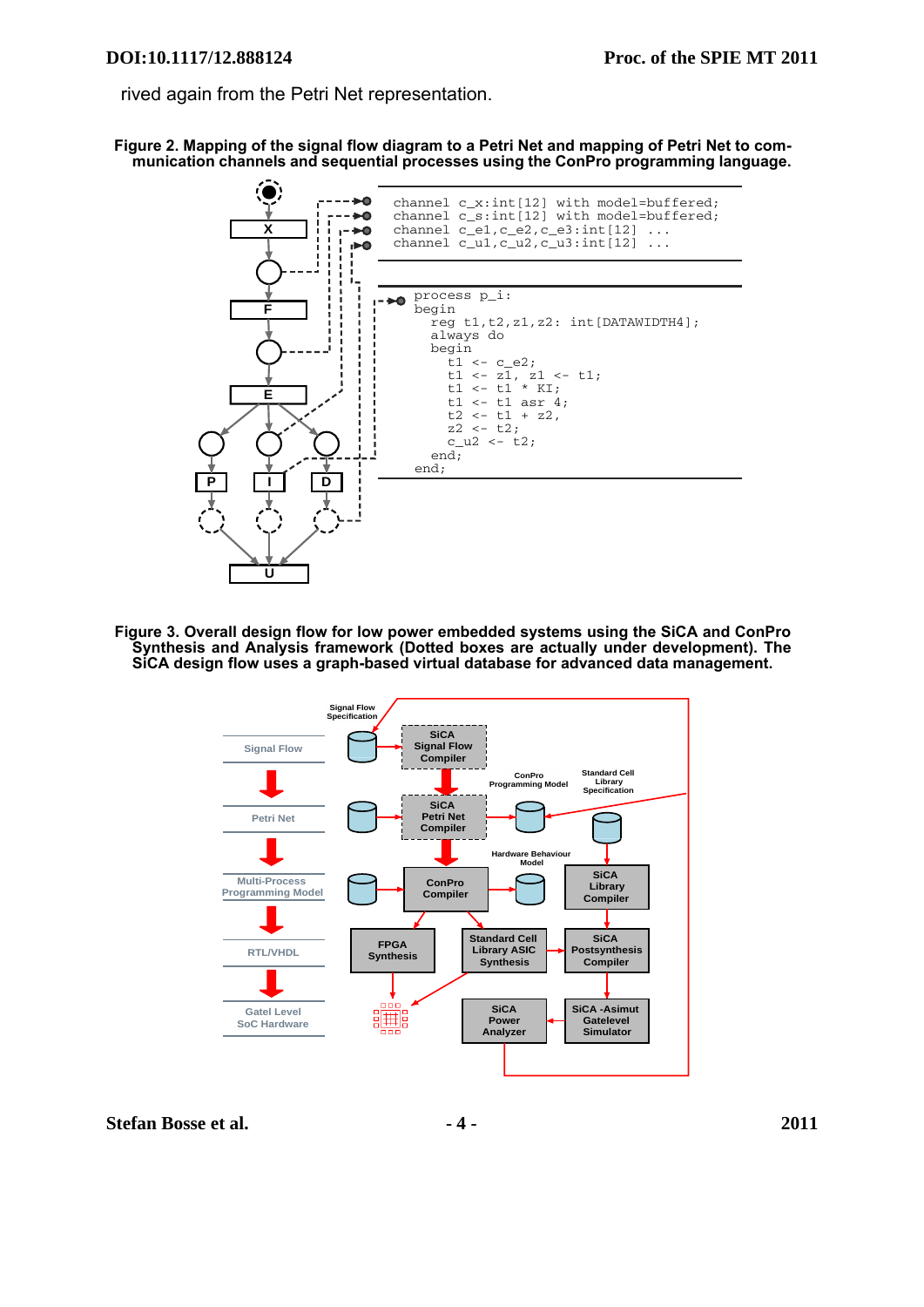rived again from the Petri Net representation.

**Figure 2. Mapping of the signal flow diagram to a Petri Net and mapping of Petri Net to communication channels and sequential processes using the ConPro programming language.**

```
channel c_x:int[12] with model=buffered;
channel c_s:int[12] with model=buffered;
channel c_e1,c_e2,c_e3:int[12] ...
channel c_u1,c_u2,c_u3:int[12] ...
```

```
process p_i:
begin
  reg t1,t2,z1,z2: int[DATAWIDTH4];
  always do
  begin
    t1 <- c_e2;
    t1 <- z1, z1 <- t1;
    t1 <- t1 * KI;
    t1 <- t1 asr 4;
    t2 <- t1 + z2,
    z2 <- t2;
    c_u2 <- t2;
  end;
end;
```

**Figure 3. Overall design flow for low power embedded systems using the SiCA and ConPro Synthesis and Analysis framework (Dotted boxes are actually under development). The SiCA design flow uses a graph-based virtual database for advanced data management.**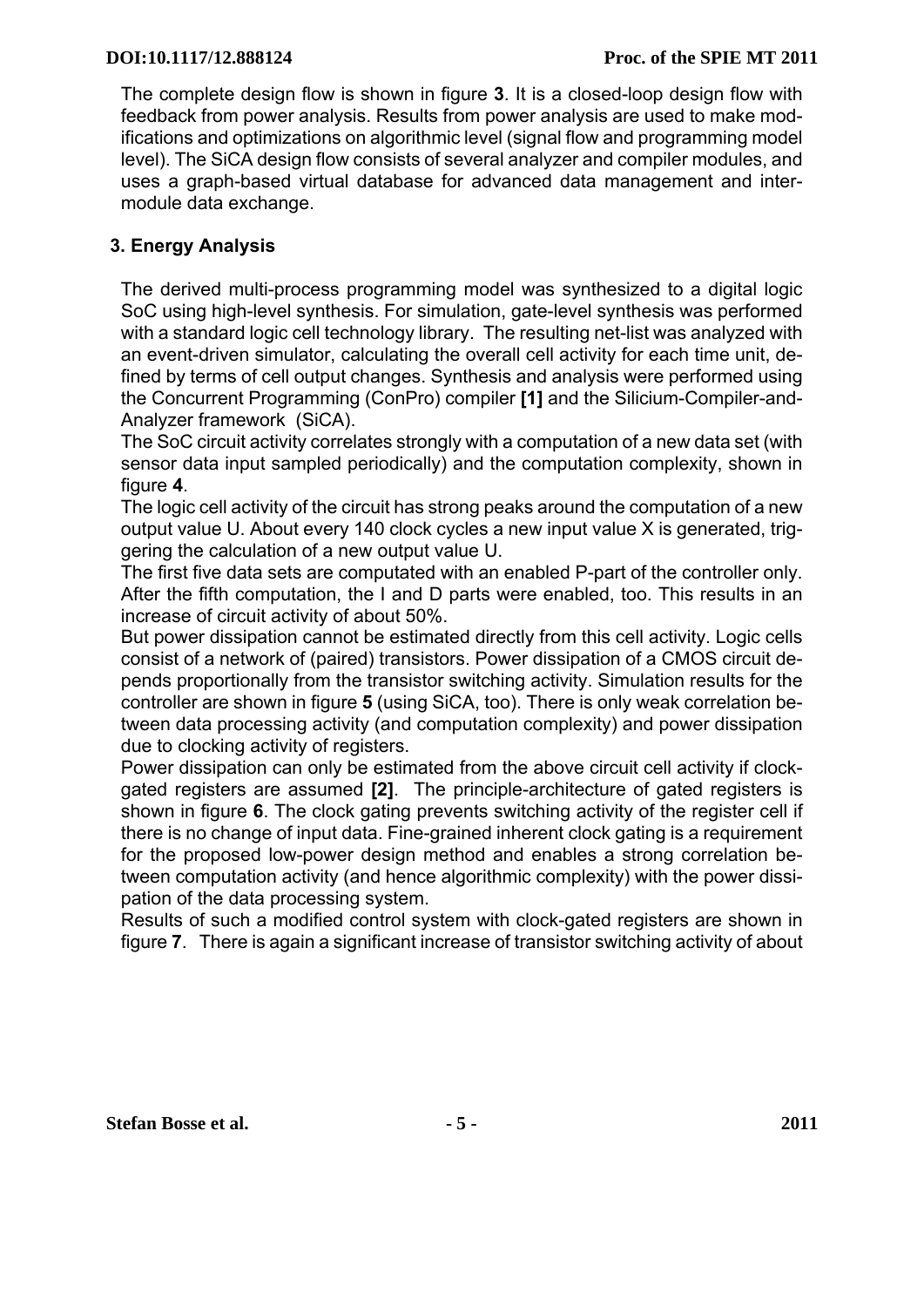The complete design flow is shown in figure **3**. It is a closed-loop design flow with feedback from power analysis. Results from power analysis are used to make modifications and optimizations on algorithmic level (signal flow and programming model level). The SiCA design flow consists of several analyzer and compiler modules, and uses a graph-based virtual database for advanced data management and inter-module data exchange.

## 3. Energy Analysis

The derived multi-process programming model was synthesized to a digital logic SoC using high-level synthesis. For simulation, gate-level synthesis was performed with a standard logic cell technology library. The resulting net-list was analyzed with an event-driven simulator, calculating the overall cell activity for each time unit, defined by terms of cell output changes. Synthesis and analysis were performed using the Concurrent Programming (ConPro) compiler **[1]** and the Silicium-Compiler-and-Analyzer framework (SiCA).

The SoC circuit activity correlates strongly with a computation of a new data set (with sensor data input sampled periodically) and the computation complexity, shown in figure **4**.

The logic cell activity of the circuit has strong peaks around the computation of a new output value U. About every 140 clock cycles a new input value X is generated, triggering the calculation of a new output value U.

The first five data sets are computated with an enabled P-part of the controller only. After the fifth computation, the I and D parts were enabled, too. This results in an increase of circuit activity of about 50%.

But power dissipation cannot be estimated directly from this cell activity. Logic cells consist of a network of (paired) transistors. Power dissipation of a CMOS circuit depends proportionally from the transistor switching activity. Simulation results for the controller are shown in figure **5** (using SiCA, too). There is only weak correlation between data processing activity (and computation complexity) and power dissipation due to clocking activity of registers.

Power dissipation can only be estimated from the above circuit cell activity if clock-gated registers are assumed **[2]**. The principle-architecture of gated registers is shown in figure **6**. The clock gating prevents switching activity of the register cell if there is no change of input data. Fine-grained inherent clock gating is a requirement for the proposed low-power design method and enables a strong correlation between computation activity (and hence algorithmic complexity) with the power dissipation of the data processing system.

Results of such a modified control system with clock-gated registers are shown in figure **7**. There is again a significant increase of transistor switching activity of about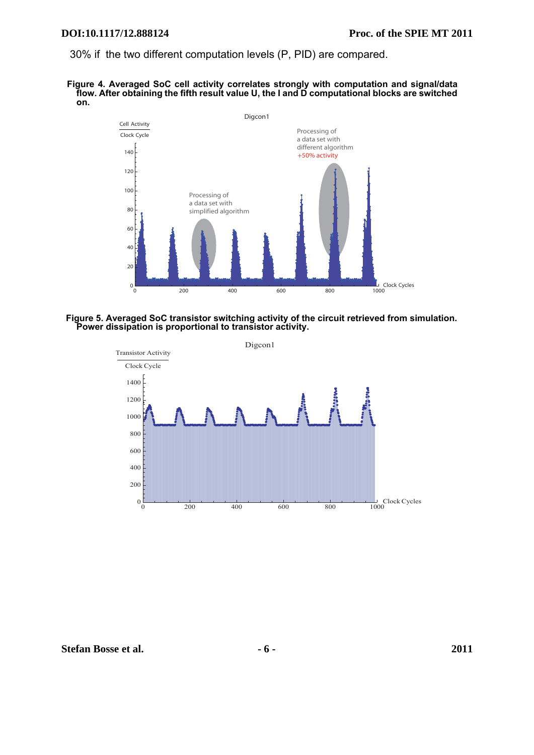30% if the two different computation levels (P, PID) are compared.

**Figure 4. Averaged SoC cell activity correlates strongly with computation and signal/data flow. After obtaining the fifth result value U, the I and D computational blocks are switched on.**

**Figure 5. Averaged SoC transistor switching activity of the circuit retrieved from simulation. Power dissipation is proportional to transistor activity.**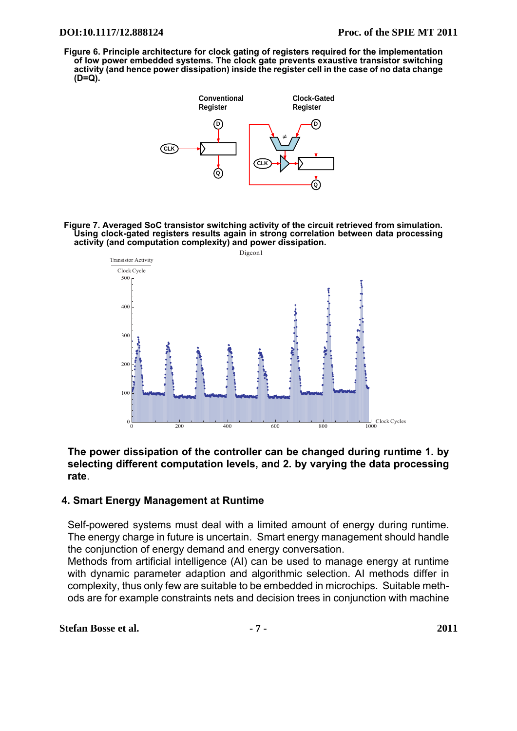**Figure 6. Principle architecture for clock gating of registers required for the implementation of low power embedded systems. The clock gate prevents exaustive transistor switching activity (and hence power dissipation) inside the register cell in the case of no data change (D=Q).**

**Figure 7. Averaged SoC transistor switching activity of the circuit retrieved from simulation. Using clock-gated registers results again in strong correlation between data processing activity (and computation complexity) and power dissipation.**

**The power dissipation of the controller can be changed during runtime 1. by selecting different computation levels, and 2. by varying the data processing rate**.

## 4. Smart Energy Management at Runtime

Self-powered systems must deal with a limited amount of energy during runtime. The energy charge in future is uncertain. Smart energy management should handle the conjunction of energy demand and energy conversation.
Methods from artificial intelligence (AI) can be used to manage energy at runtime with dynamic parameter adaption and algorithmic selection. AI methods differ in complexity, thus only few are suitable to be embedded in microchips. Suitable methods are for example constraints nets and decision trees in conjunction with machine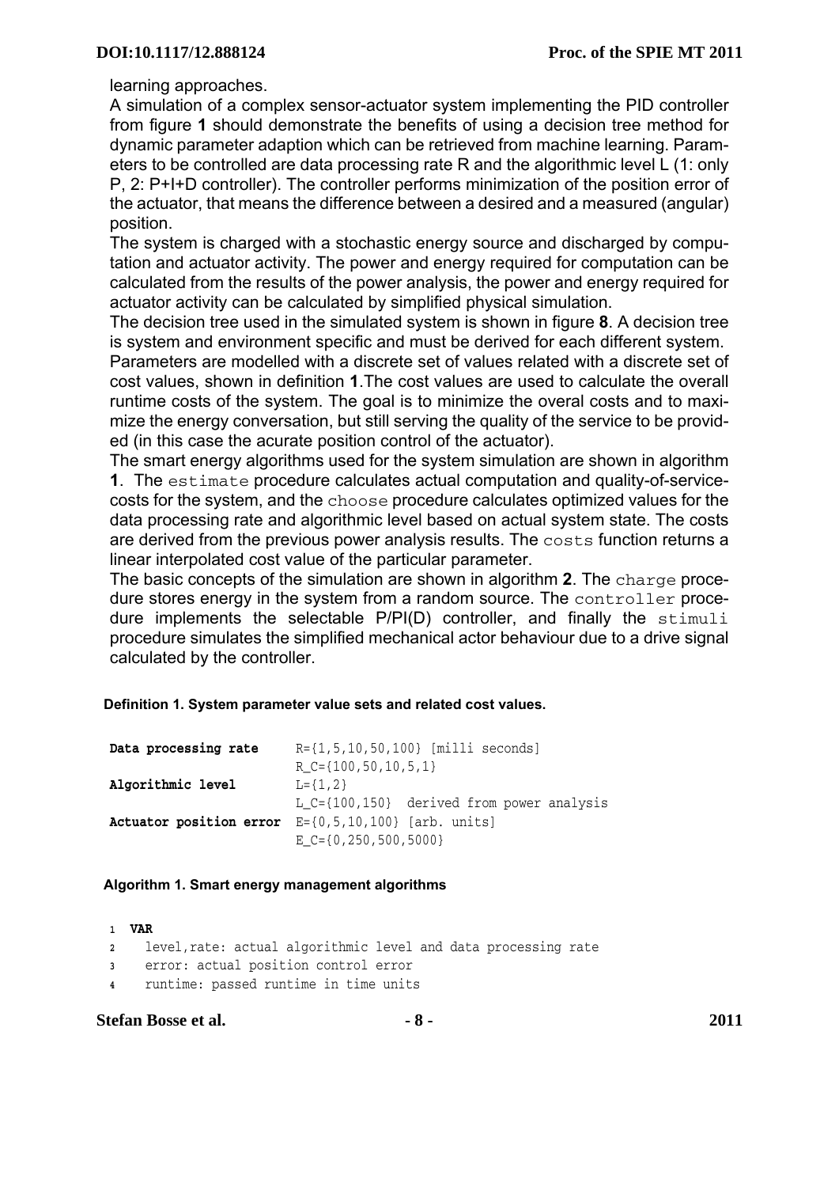learning approaches.

A simulation of a complex sensor-actuator system implementing the PID controller from figure **1** should demonstrate the benefits of using a decision tree method for dynamic parameter adaption which can be retrieved from machine learning. Parameters to be controlled are data processing rate R and the algorithmic level L (1: only P, 2: P+I+D controller). The controller performs minimization of the position error of the actuator, that means the difference between a desired and a measured (angular) position.

The system is charged with a stochastic energy source and discharged by computation and actuator activity. The power and energy required for computation can be calculated from the results of the power analysis, the power and energy required for actuator activity can be calculated by simplified physical simulation.

The decision tree used in the simulated system is shown in figure **8**. A decision tree is system and environment specific and must be derived for each different system.

Parameters are modelled with a discrete set of values related with a discrete set of cost values, shown in definition **1**.The cost values are used to calculate the overall runtime costs of the system. The goal is to minimize the overal costs and to maximize the energy conversation, but still serving the quality of the service to be provided (in this case the acurate position control of the actuator).

The smart energy algorithms used for the system simulation are shown in algorithm **1**. The `estimate` procedure calculates actual computation and quality-of-service-costs for the system, and the `choose` procedure calculates optimized values for the data processing rate and algorithmic level based on actual system state. The costs are derived from the previous power analysis results. The `costs` function returns a linear interpolated cost value of the particular parameter.

The basic concepts of the simulation are shown in algorithm **2**. The `charge` procedure stores energy in the system from a random source. The `controller` procedure implements the selectable P/PI(D) controller, and finally the `stimuli` procedure simulates the simplified mechanical actor behaviour due to a drive signal calculated by the controller.

**Definition 1. System parameter value sets and related cost values.**

```
Data processing rate     R={1,5,10,50,100} [milli seconds]
                         R_C={100,50,10,5,1}
Algorithmic level        L={1,2}
                         L_C={100,150}  derived from power analysis
Actuator position error  E={0,5,10,100} [arb. units]
                         E_C={0,250,500,5000}
```

**Algorithm 1. Smart energy management algorithms**

```
1  VAR
2    level,rate: actual algorithmic level and data processing rate
3    error: actual position control error
4    runtime: passed runtime in time units
```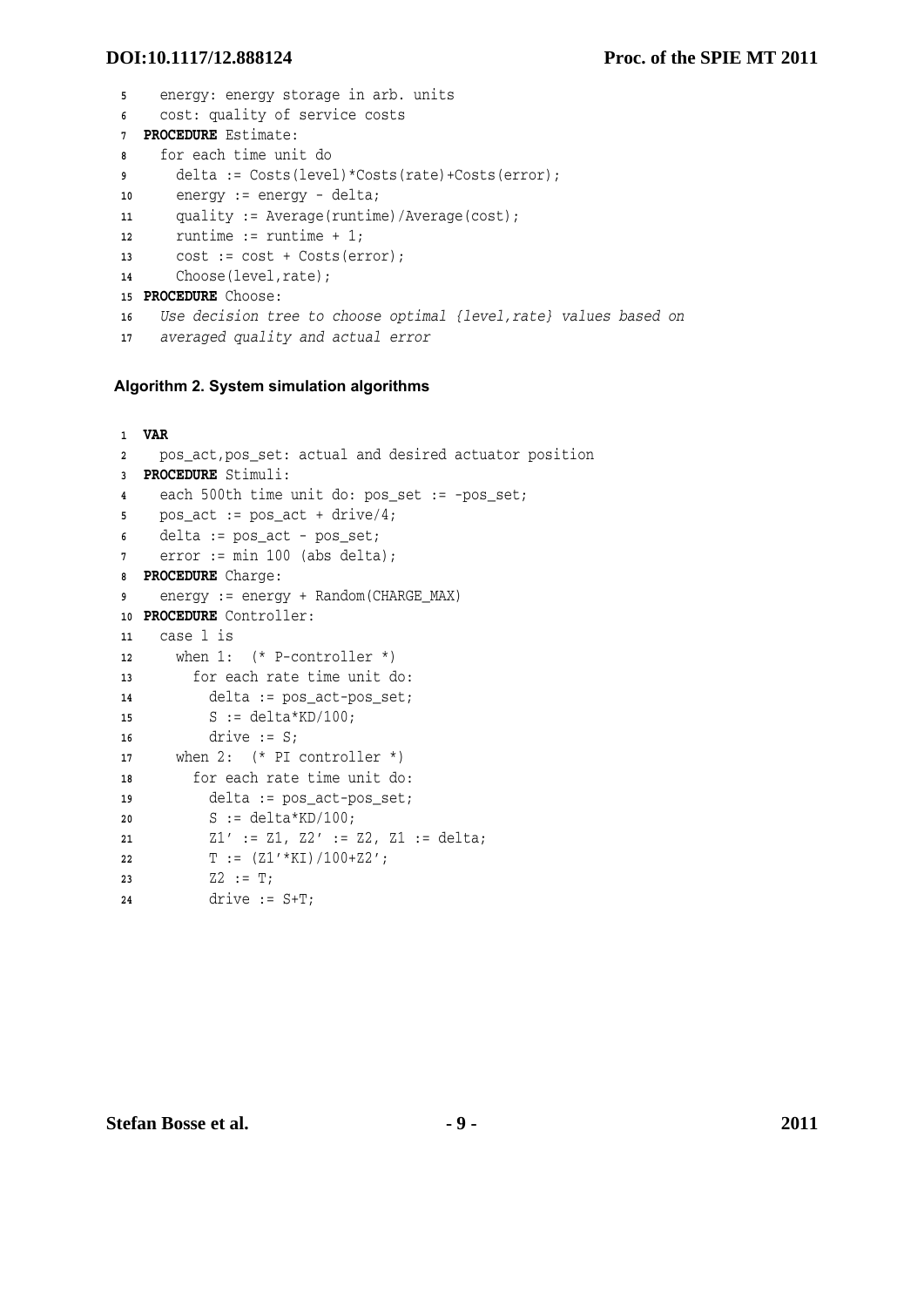```
5   energy: energy storage in arb. units
6   cost: quality of service costs
7 PROCEDURE Estimate:
8   for each time unit do
9     delta := Costs(level)*Costs(rate)+Costs(error);
10    energy := energy - delta;
11    quality := Average(runtime)/Average(cost);
12    runtime := runtime + 1;
13    cost := cost + Costs(error);
14    Choose(level,rate);
15 PROCEDURE Choose:
16   Use decision tree to choose optimal {level,rate} values based on
17   averaged quality and actual error
```

**Algorithm 2. System simulation algorithms**

```
1 VAR
2   pos_act,pos_set: actual and desired actuator position
3 PROCEDURE Stimuli:
4   each 500th time unit do: pos_set := -pos_set;
5   pos_act := pos_act + drive/4;
6   delta := pos_act - pos_set;
7   error := min 100 (abs delta);
8 PROCEDURE Charge:
9   energy := energy + Random(CHARGE_MAX)
10 PROCEDURE Controller:
11   case l is
12     when 1:  (* P-controller *)
13       for each rate time unit do:
14         delta := pos_act-pos_set;
15         S := delta*KD/100;
16         drive := S;
17     when 2:  (* PI controller *)
18       for each rate time unit do:
19         delta := pos_act-pos_set;
20         S := delta*KD/100;
21         Z1' := Z1, Z2' := Z2, Z1 := delta;
22         T := (Z1'*KI)/100+Z2';
23         Z2 := T;
24         drive := S+T;
```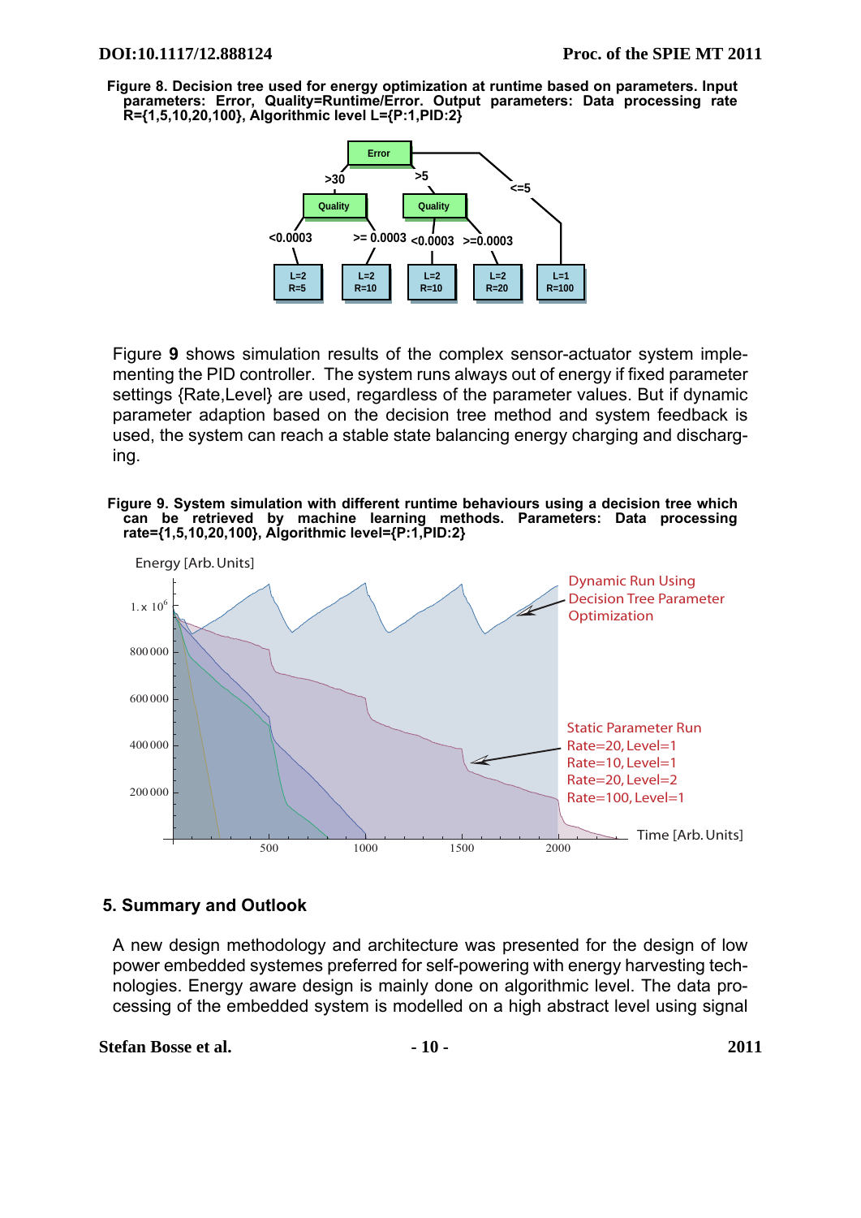**Figure 8. Decision tree used for energy optimization at runtime based on parameters. Input parameters: Error, Quality=Runtime/Error. Output parameters: Data processing rate R={1,5,10,20,100}, Algorithmic level L={P:1,PID:2}**

Figure **9** shows simulation results of the complex sensor-actuator system implementing the PID controller. The system runs always out of energy if fixed parameter settings {Rate,Level} are used, regardless of the parameter values. But if dynamic parameter adaption based on the decision tree method and system feedback is used, the system can reach a stable state balancing energy charging and discharging.

**Figure 9. System simulation with different runtime behaviours using a decision tree which can be retrieved by machine learning methods. Parameters: Data processing rate={1,5,10,20,100}, Algorithmic level={P:1,PID:2}**

## 5. Summary and Outlook

A new design methodology and architecture was presented for the design of low power embedded systemes preferred for self-powering with energy harvesting technologies. Energy aware design is mainly done on algorithmic level. The data processing of the embedded system is modelled on a high abstract level using signal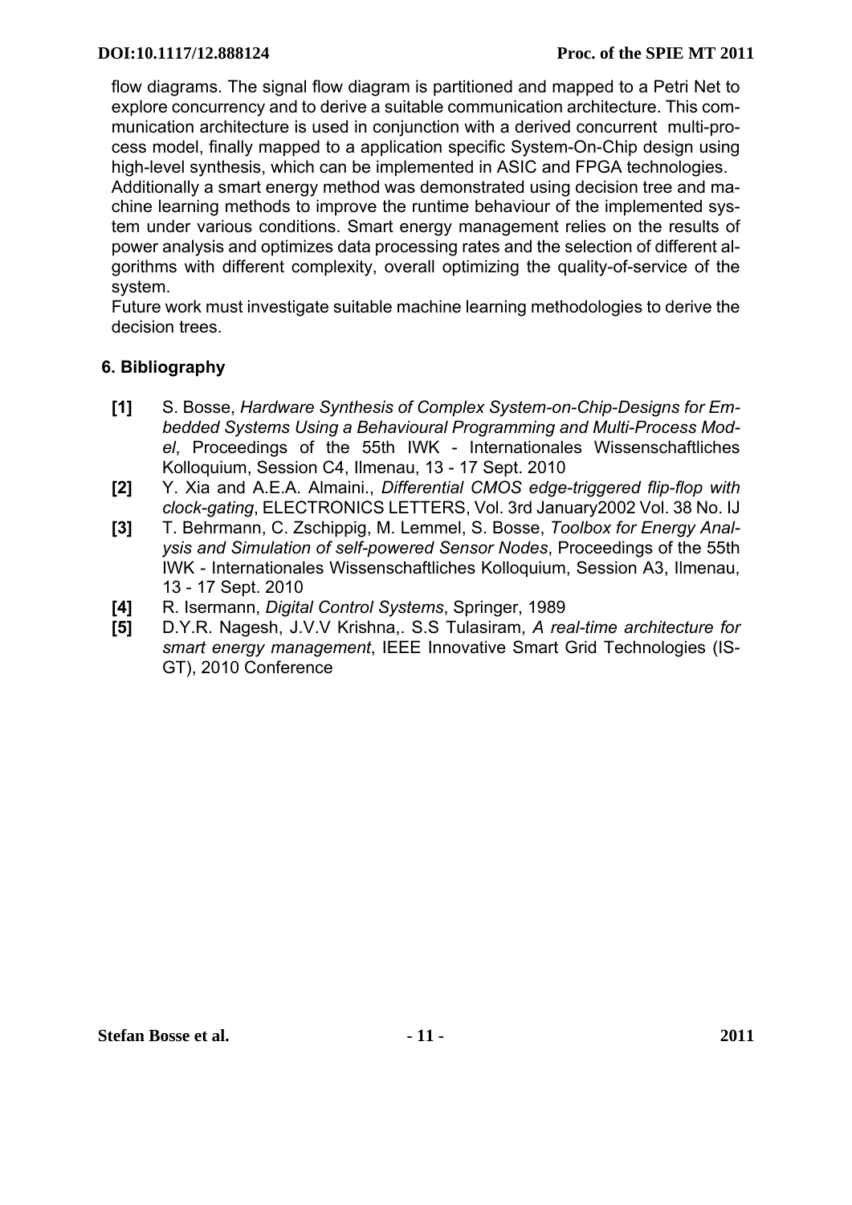flow diagrams. The signal flow diagram is partitioned and mapped to a Petri Net to explore concurrency and to derive a suitable communication architecture. This communication architecture is used in conjunction with a derived concurrent multi-process model, finally mapped to a application specific System-On-Chip design using high-level synthesis, which can be implemented in ASIC and FPGA technologies.
Additionally a smart energy method was demonstrated using decision tree and machine learning methods to improve the runtime behaviour of the implemented system under various conditions. Smart energy management relies on the results of power analysis and optimizes data processing rates and the selection of different algorithms with different complexity, overall optimizing the quality-of-service of the system.
Future work must investigate suitable machine learning methodologies to derive the decision trees.

## 6. Bibliography

**[1]** S. Bosse, *Hardware Synthesis of Complex System-on-Chip-Designs for Embedded Systems Using a Behavioural Programming and Multi-Process Model*, Proceedings of the 55th IWK - Internationales Wissenschaftliches Kolloquium, Session C4, Ilmenau, 13 - 17 Sept. 2010

**[2]** Y. Xia and A.E.A. Almaini., *Differential CMOS edge-triggered flip-flop with clock-gating*, ELECTRONICS LETTERS, Vol. 3rd January2002 Vol. 38 No. IJ

**[3]** T. Behrmann, C. Zschippig, M. Lemmel, S. Bosse, *Toolbox for Energy Analysis and Simulation of self-powered Sensor Nodes*, Proceedings of the 55th IWK - Internationales Wissenschaftliches Kolloquium, Session A3, Ilmenau, 13 - 17 Sept. 2010

**[4]** R. Isermann, *Digital Control Systems*, Springer, 1989

**[5]** D.Y.R. Nagesh, J.V.V Krishna,. S.S Tulasiram, *A real-time architecture for smart energy management*, IEEE Innovative Smart Grid Technologies (ISGT), 2010 Conference